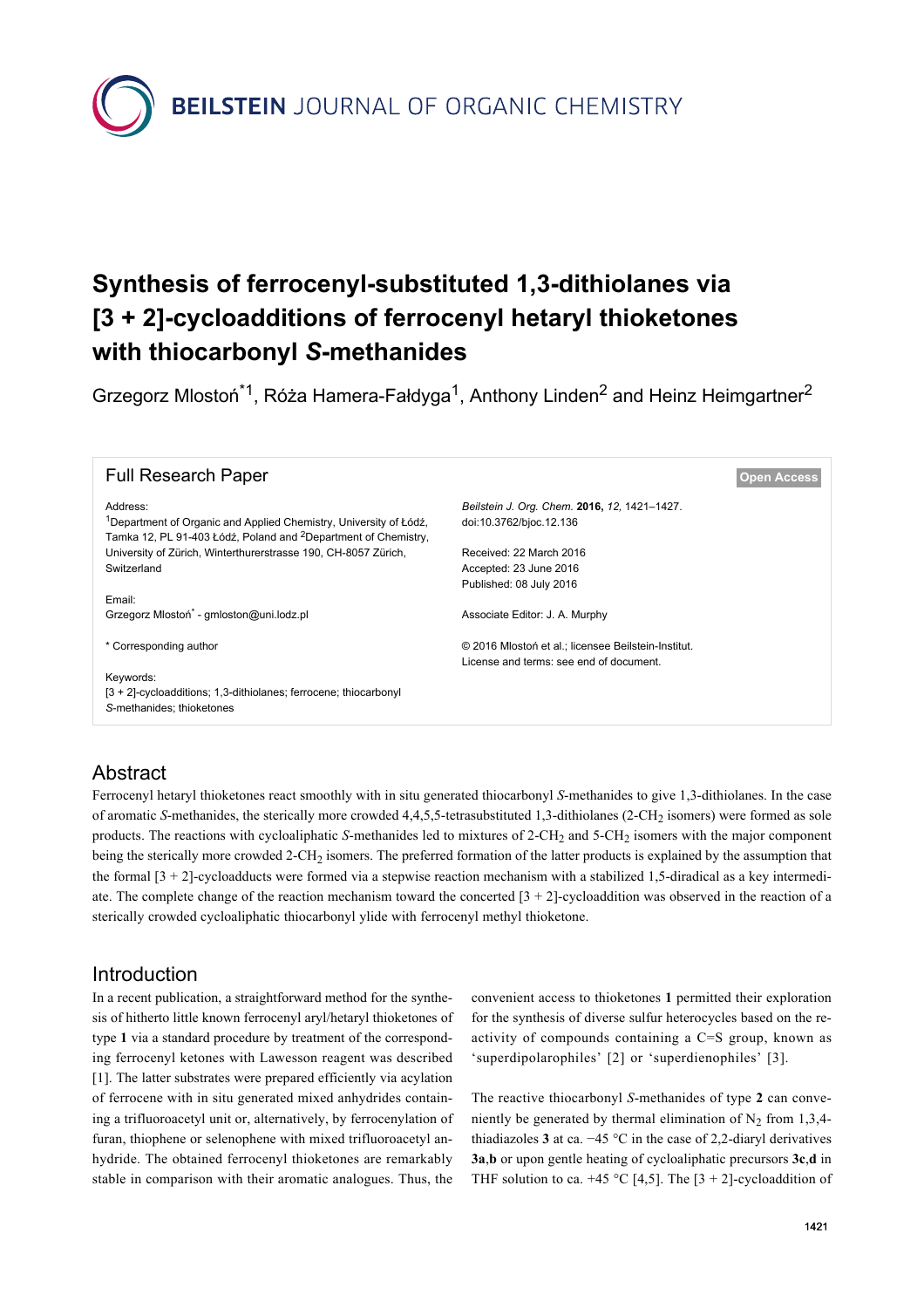# Synthesis of ferrocenyl-substituted 1,3-dithiolanes via [3 + 2]-cycloadditions of ferrocenyl hetaryl thioketones with thiocarbonyl *S*-methanides

Grzegorz Mlostoń*[1], Róża Hamera-Fałdyga[1], Anthony Linden[2] and Heinz Heimgartner[2]

**Full Research Paper** — Open Access

Address:
[1]Department of Organic and Applied Chemistry, University of Łódź, Tamka 12, PL 91-403 Łódź, Poland and [2]Department of Chemistry, University of Zürich, Winterthurerstrasse 190, CH-8057 Zürich, Switzerland

Email:
Grzegorz Mlostoń* - gmloston@uni.lodz.pl

\* Corresponding author

Keywords:
[3 + 2]-cycloadditions; 1,3-dithiolanes; ferrocene; thiocarbonyl *S*-methanides; thioketones

*Beilstein J. Org. Chem.* **2016,** *12,* 1421–1427.
doi:10.3762/bjoc.12.136

Received: 22 March 2016
Accepted: 23 June 2016
Published: 08 July 2016

Associate Editor: J. A. Murphy

© 2016 Mlostoń et al.; licensee Beilstein-Institut.
License and terms: see end of document.

## Abstract

Ferrocenyl hetaryl thioketones react smoothly with in situ generated thiocarbonyl *S*-methanides to give 1,3-dithiolanes. In the case of aromatic *S*-methanides, the sterically more crowded 4,4,5,5-tetrasubstituted 1,3-dithiolanes (2-$CH_2$ isomers) were formed as sole products. The reactions with cycloaliphatic *S*-methanides led to mixtures of 2-$CH_2$ and 5-$CH_2$ isomers with the major component being the sterically more crowded 2-$CH_2$ isomers. The preferred formation of the latter products is explained by the assumption that the formal [3 + 2]-cycloadducts were formed via a stepwise reaction mechanism with a stabilized 1,5-diradical as a key intermediate. The complete change of the reaction mechanism toward the concerted [3 + 2]-cycloaddition was observed in the reaction of a sterically crowded cycloaliphatic thiocarbonyl ylide with ferrocenyl methyl thioketone.

## Introduction

In a recent publication, a straightforward method for the synthesis of hitherto little known ferrocenyl aryl/hetaryl thioketones of type **1** via a standard procedure by treatment of the corresponding ferrocenyl ketones with Lawesson reagent was described [1]. The latter substrates were prepared efficiently via acylation of ferrocene with in situ generated mixed anhydrides containing a trifluoroacetyl unit or, alternatively, by ferrocenylation of furan, thiophene or selenophene with mixed trifluoroacetyl anhydride. The obtained ferrocenyl thioketones are remarkably stable in comparison with their aromatic analogues. Thus, the convenient access to thioketones **1** permitted their exploration for the synthesis of diverse sulfur heterocycles based on the reactivity of compounds containing a C=S group, known as 'superdipolarophiles' [2] or 'superdienophiles' [3].

The reactive thiocarbonyl *S*-methanides of type **2** can conveniently be generated by thermal elimination of $N_2$ from 1,3,4-thiadiazoles **3** at ca. −45 °C in the case of 2,2-diaryl derivatives **3a**,**b** or upon gentle heating of cycloaliphatic precursors **3c**,**d** in THF solution to ca. +45 °C [4,5]. The [3 + 2]-cycloaddition of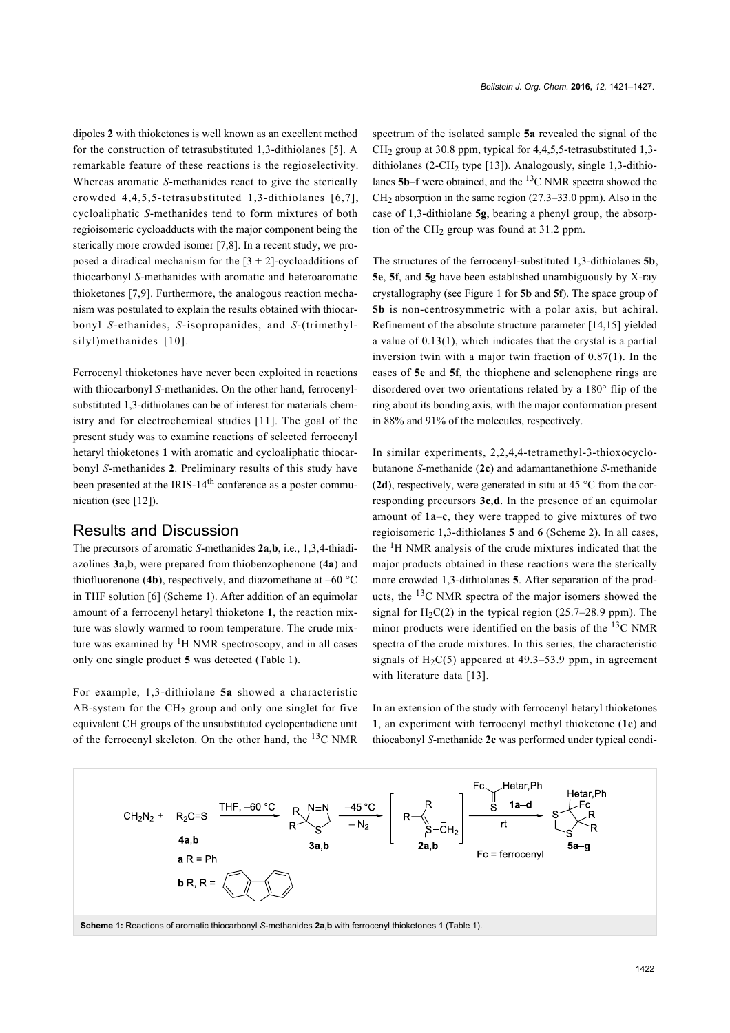dipoles **2** with thioketones is well known as an excellent method for the construction of tetrasubstituted 1,3-dithiolanes [5]. A remarkable feature of these reactions is the regioselectivity. Whereas aromatic *S*-methanides react to give the sterically crowded 4,4,5,5-tetrasubstituted 1,3-dithiolanes [6,7], cycloaliphatic *S*-methanides tend to form mixtures of both regioisomeric cycloadducts with the major component being the sterically more crowded isomer [7,8]. In a recent study, we proposed a diradical mechanism for the [3 + 2]-cycloadditions of thiocarbonyl *S*-methanides with aromatic and heteroaromatic thioketones [7,9]. Furthermore, the analogous reaction mechanism was postulated to explain the results obtained with thiocarbonyl *S*-ethanides, *S*-isopropanides, and *S*-(trimethylsilyl)methanides [10].

Ferrocenyl thioketones have never been exploited in reactions with thiocarbonyl *S*-methanides. On the other hand, ferrocenyl-substituted 1,3-dithiolanes can be of interest for materials chemistry and for electrochemical studies [11]. The goal of the present study was to examine reactions of selected ferrocenyl hetaryl thioketones **1** with aromatic and cycloaliphatic thiocarbonyl *S*-methanides **2**. Preliminary results of this study have been presented at the IRIS-14[th] conference as a poster communication (see [12]).

## Results and Discussion

The precursors of aromatic *S*-methanides **2a**,**b**, i.e., 1,3,4-thiadiazolines **3a**,**b**, were prepared from thiobenzophenone (**4a**) and thiofluorenone (**4b**), respectively, and diazomethane at –60 °C in THF solution [6] (Scheme 1). After addition of an equimolar amount of a ferrocenyl hetaryl thioketone **1**, the reaction mixture was slowly warmed to room temperature. The crude mixture was examined by $^1$H NMR spectroscopy, and in all cases only one single product **5** was detected (Table 1).

For example, 1,3-dithiolane **5a** showed a characteristic AB-system for the $CH_2$ group and only one singlet for five equivalent CH groups of the unsubstituted cyclopentadiene unit of the ferrocenyl skeleton. On the other hand, the $^{13}$C NMR spectrum of the isolated sample **5a** revealed the signal of the $CH_2$ group at 30.8 ppm, typical for 4,4,5,5-tetrasubstituted 1,3-dithiolanes (2-$CH_2$ type [13]). Analogously, single 1,3-dithiolanes **5b**–**f** were obtained, and the $^{13}$C NMR spectra showed the $CH_2$ absorption in the same region (27.3–33.0 ppm). Also in the case of 1,3-dithiolane **5g**, bearing a phenyl group, the absorption of the $CH_2$ group was found at 31.2 ppm.

The structures of the ferrocenyl-substituted 1,3-dithiolanes **5b**, **5e**, **5f**, and **5g** have been established unambiguously by X-ray crystallography (see Figure 1 for **5b** and **5f**). The space group of **5b** is non-centrosymmetric with a polar axis, but achiral. Refinement of the absolute structure parameter [14,15] yielded a value of 0.13(1), which indicates that the crystal is a partial inversion twin with a major twin fraction of 0.87(1). In the cases of **5e** and **5f**, the thiophene and selenophene rings are disordered over two orientations related by a 180° flip of the ring about its bonding axis, with the major conformation present in 88% and 91% of the molecules, respectively.

In similar experiments, 2,2,4,4-tetramethyl-3-thioxocyclobutanone *S*-methanide (**2c**) and adamantanethione *S*-methanide (**2d**), respectively, were generated in situ at 45 °C from the corresponding precursors **3c**,**d**. In the presence of an equimolar amount of **1a**–**c**, they were trapped to give mixtures of two regioisomeric 1,3-dithiolanes **5** and **6** (Scheme 2). In all cases, the $^1$H NMR analysis of the crude mixtures indicated that the major products obtained in these reactions were the sterically more crowded 1,3-dithiolanes **5**. After separation of the products, the $^{13}$C NMR spectra of the major isomers showed the signal for $H_2C(2)$ in the typical region (25.7–28.9 ppm). The minor products were identified on the basis of the $^{13}$C NMR spectra of the crude mixtures. In this series, the characteristic signals of $H_2C(5)$ appeared at 49.3–53.9 ppm, in agreement with literature data [13].

In an extension of the study with ferrocenyl hetaryl thioketones **1**, an experiment with ferrocenyl methyl thioketone (**1e**) and thiocabonyl *S*-methanide **2c** was performed under typical condi-

$CH_2N_2$ + $R_2C{=}S$ (**4a**,**b**; **a** R = Ph; **b** R,R = fluorenylidene) → THF, –60 °C → **3a**,**b** → –45 °C, – $N_2$ → [**2a**,**b**] → Fc(Hetar,Ph)C=S **1a**–**d**, rt → **5a**–**g** (Fc = ferrocenyl)

**Scheme 1:** Reactions of aromatic thiocarbonyl *S*-methanides **2a**,**b** with ferrocenyl thioketones **1** (Table 1).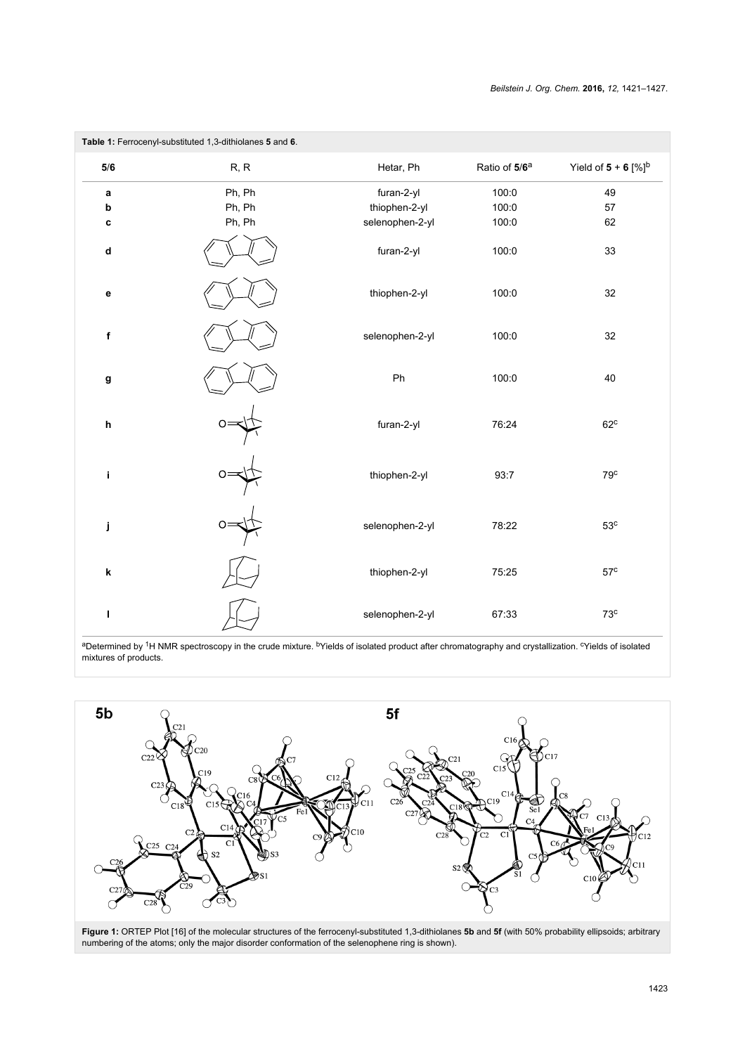**Table 1:** Ferrocenyl-substituted 1,3-dithiolanes **5** and **6**.

| **5**/**6** | R, R | Hetar, Ph | Ratio of **5**/**6**[a] | Yield of **5** + **6** [%][b] |
|---|---|---|---|---|
| **a** | Ph, Ph | furan-2-yl | 100:0 | 49 |
| **b** | Ph, Ph | thiophen-2-yl | 100:0 | 57 |
| **c** | Ph, Ph | selenophen-2-yl | 100:0 | 62 |
| **d** | | furan-2-yl | 100:0 | 33 |
| **e** | | thiophen-2-yl | 100:0 | 32 |
| **f** | | selenophen-2-yl | 100:0 | 32 |
| **g** | | Ph | 100:0 | 40 |
| **h** | | furan-2-yl | 76:24 | 62[c] |
| **i** | | thiophen-2-yl | 93:7 | 79[c] |
| **j** | | selenophen-2-yl | 78:22 | 53[c] |
| **k** | | thiophen-2-yl | 75:25 | 57[c] |
| **l** | | selenophen-2-yl | 67:33 | 73[c] |

[a]Determined by $^1$H NMR spectroscopy in the crude mixture. [b]Yields of isolated product after chromatography and crystallization. [c]Yields of isolated mixtures of products.

**Figure 1:** ORTEP Plot [16] of the molecular structures of the ferrocenyl-substituted 1,3-dithiolanes **5b** and **5f** (with 50% probability ellipsoids; arbitrary numbering of the atoms; only the major disorder conformation of the selenophene ring is shown).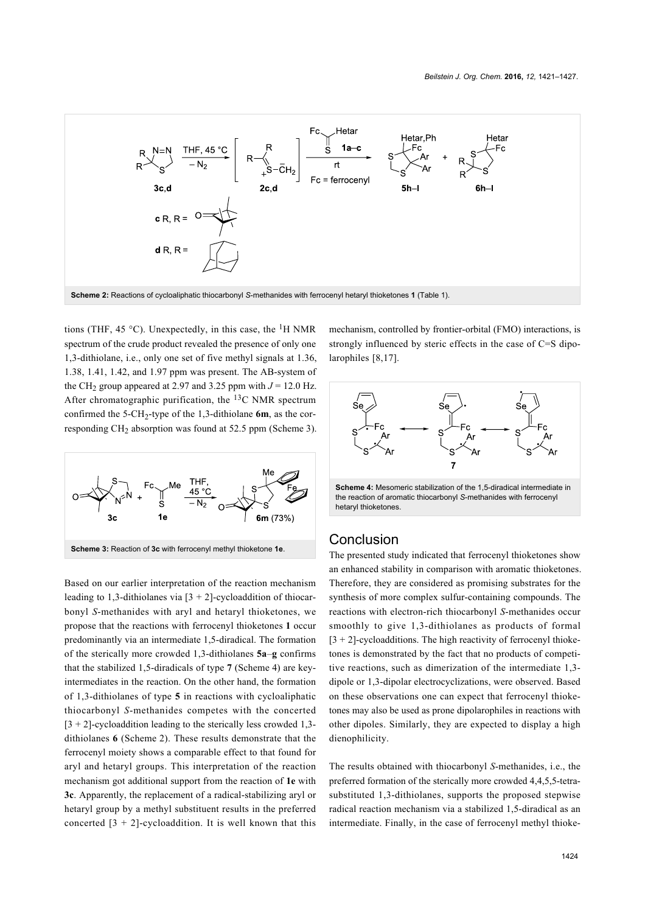**Scheme 2:** Reactions of cycloaliphatic thiocarbonyl *S*-methanides with ferrocenyl hetaryl thioketones **1** (Table 1).

tions (THF, 45 °C). Unexpectedly, in this case, the $^{1}H$ NMR spectrum of the crude product revealed the presence of only one 1,3-dithiolane, i.e., only one set of five methyl signals at 1.36, 1.38, 1.41, 1.42, and 1.97 ppm was present. The AB-system of the $CH_2$ group appeared at 2.97 and 3.25 ppm with $J = 12.0$ Hz. After chromatographic purification, the $^{13}C$ NMR spectrum confirmed the 5-$CH_2$-type of the 1,3-dithiolane **6m**, as the corresponding $CH_2$ absorption was found at 52.5 ppm (Scheme 3).

**Scheme 3:** Reaction of **3c** with ferrocenyl methyl thioketone **1e**.

Based on our earlier interpretation of the reaction mechanism leading to 1,3-dithiolanes via [3 + 2]-cycloaddition of thiocarbonyl *S*-methanides with aryl and hetaryl thioketones, we propose that the reactions with ferrocenyl thioketones **1** occur predominantly via an intermediate 1,5-diradical. The formation of the sterically more crowded 1,3-dithiolanes **5a**–**g** confirms that the stabilized 1,5-diradicals of type **7** (Scheme 4) are key-intermediates in the reaction. On the other hand, the formation of 1,3-dithiolanes of type **5** in reactions with cycloaliphatic thiocarbonyl *S*-methanides competes with the concerted [3 + 2]-cycloaddition leading to the sterically less crowded 1,3-dithiolanes **6** (Scheme 2). These results demonstrate that the ferrocenyl moiety shows a comparable effect to that found for aryl and hetaryl groups. This interpretation of the reaction mechanism got additional support from the reaction of **1e** with **3c**. Apparently, the replacement of a radical-stabilizing aryl or hetaryl group by a methyl substituent results in the preferred concerted [3 + 2]-cycloaddition. It is well known that this mechanism, controlled by frontier-orbital (FMO) interactions, is strongly influenced by steric effects in the case of C=S dipolarophiles [8,17].

**Scheme 4:** Mesomeric stabilization of the 1,5-diradical intermediate in the reaction of aromatic thiocarbonyl *S*-methanides with ferrocenyl hetaryl thioketones.

## Conclusion

The presented study indicated that ferrocenyl thioketones show an enhanced stability in comparison with aromatic thioketones. Therefore, they are considered as promising substrates for the synthesis of more complex sulfur-containing compounds. The reactions with electron-rich thiocarbonyl *S*-methanides occur smoothly to give 1,3-dithiolanes as products of formal [3 + 2]-cycloadditions. The high reactivity of ferrocenyl thioketones is demonstrated by the fact that no products of competitive reactions, such as dimerization of the intermediate 1,3-dipole or 1,3-dipolar electrocyclizations, were observed. Based on these observations one can expect that ferrocenyl thioketones may also be used as prone dipolarophiles in reactions with other dipoles. Similarly, they are expected to display a high dienophilicity.

The results obtained with thiocarbonyl *S*-methanides, i.e., the preferred formation of the sterically more crowded 4,4,5,5-tetrasubstituted 1,3-dithiolanes, supports the proposed stepwise radical reaction mechanism via a stabilized 1,5-diradical as an intermediate. Finally, in the case of ferrocenyl methyl thioke-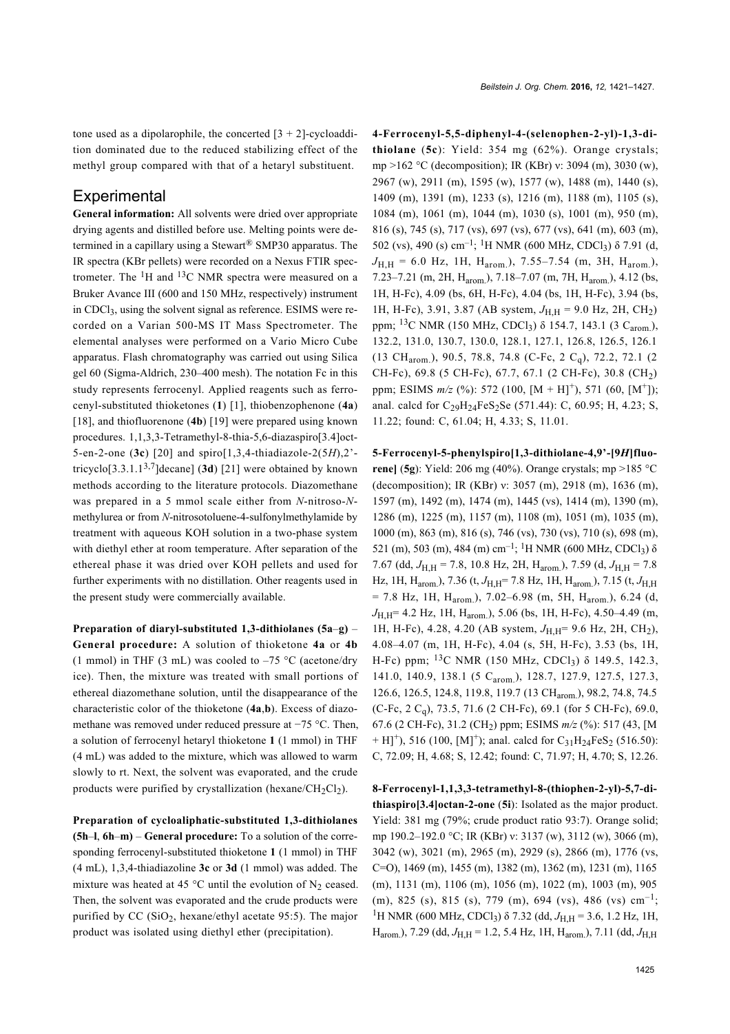tone used as a dipolarophile, the concerted [3 + 2]-cycloaddition dominated due to the reduced stabilizing effect of the methyl group compared with that of a hetaryl substituent.

## Experimental

**General information:** All solvents were dried over appropriate drying agents and distilled before use. Melting points were determined in a capillary using a Stewart® SMP30 apparatus. The IR spectra (KBr pellets) were recorded on a Nexus FTIR spectrometer. The $^1$H and $^{13}$C NMR spectra were measured on a Bruker Avance III (600 and 150 MHz, respectively) instrument in $CDCl_3$, using the solvent signal as reference. ESIMS were recorded on a Varian 500-MS IT Mass Spectrometer. The elemental analyses were performed on a Vario Micro Cube apparatus. Flash chromatography was carried out using Silica gel 60 (Sigma-Aldrich, 230–400 mesh). The notation Fc in this study represents ferrocenyl. Applied reagents such as ferrocenyl-substituted thioketones (**1**) [1], thiobenzophenone (**4a**) [18], and thiofluorenone (**4b**) [19] were prepared using known procedures. 1,1,3,3-Tetramethyl-8-thia-5,6-diazaspiro[3.4]oct-5-en-2-one (**3c**) [20] and spiro[1,3,4-thiadiazole-2(5*H*),2'-tricyclo[3.3.1.1$^{3,7}$]decane] (**3d**) [21] were obtained by known methods according to the literature protocols. Diazomethane was prepared in a 5 mmol scale either from *N*-nitroso-*N*-methylurea or from *N*-nitrosotoluene-4-sulfonylmethylamide by treatment with aqueous KOH solution in a two-phase system with diethyl ether at room temperature. After separation of the ethereal phase it was dried over KOH pellets and used for further experiments with no distillation. Other reagents used in the present study were commercially available.

**Preparation of diaryl-substituted 1,3-dithiolanes (5a–g) – General procedure:** A solution of thioketone **4a** or **4b** (1 mmol) in THF (3 mL) was cooled to –75 °C (acetone/dry ice). Then, the mixture was treated with small portions of ethereal diazomethane solution, until the disappearance of the characteristic color of the thioketone (**4a**,**b**). Excess of diazomethane was removed under reduced pressure at −75 °C. Then, a solution of ferrocenyl hetaryl thioketone **1** (1 mmol) in THF (4 mL) was added to the mixture, which was allowed to warm slowly to rt. Next, the solvent was evaporated, and the crude products were purified by crystallization (hexane/$CH_2Cl_2$).

**Preparation of cycloaliphatic-substituted 1,3-dithiolanes (5h–l, 6h–m) – General procedure:** To a solution of the corresponding ferrocenyl-substituted thioketone **1** (1 mmol) in THF (4 mL), 1,3,4-thiadiazoline **3c** or **3d** (1 mmol) was added. The mixture was heated at 45 °C until the evolution of $N_2$ ceased. Then, the solvent was evaporated and the crude products were purified by CC ($SiO_2$, hexane/ethyl acetate 95:5). The major product was isolated using diethyl ether (precipitation).

**4-Ferrocenyl-5,5-diphenyl-4-(selenophen-2-yl)-1,3-dithiolane (5c)**: Yield: 354 mg (62%). Orange crystals; mp >162 °C (decomposition); IR (KBr) ν: 3094 (m), 3030 (w), 2967 (w), 2911 (m), 1595 (w), 1577 (w), 1488 (m), 1440 (s), 1409 (m), 1391 (m), 1233 (s), 1216 (m), 1188 (m), 1105 (s), 1084 (m), 1061 (m), 1044 (m), 1030 (s), 1001 (m), 950 (m), 816 (s), 745 (s), 717 (vs), 697 (vs), 677 (vs), 641 (m), 603 (m), 502 (vs), 490 (s) cm$^{-1}$; $^1$H NMR (600 MHz, $CDCl_3$) δ 7.91 (d, $J_{H,H}$ = 6.0 Hz, 1H, $H_{arom.}$), 7.55–7.54 (m, 3H, $H_{arom.}$), 7.23–7.21 (m, 2H, $H_{arom.}$), 7.18–7.07 (m, 7H, $H_{arom.}$), 4.12 (bs, 1H, H-Fc), 4.09 (bs, 6H, H-Fc), 4.04 (bs, 1H, H-Fc), 3.94 (bs, 1H, H-Fc), 3.91, 3.87 (AB system, $J_{H,H}$ = 9.0 Hz, 2H, $CH_2$) ppm; $^{13}$C NMR (150 MHz, $CDCl_3$) δ 154.7, 143.1 (3 $C_{arom.}$), 132.2, 131.0, 130.7, 130.0, 128.1, 127.1, 126.8, 126.5, 126.1 (13 $CH_{arom.}$), 90.5, 78.8, 74.8 (C-Fc, 2 $C_q$), 72.2, 72.1 (2 CH-Fc), 69.8 (5 CH-Fc), 67.7, 67.1 (2 CH-Fc), 30.8 ($CH_2$) ppm; ESIMS *m/z* (%): 572 (100, [M + H]$^+$), 571 (60, [M$^+$]); anal. calcd for $C_{29}H_{24}FeS_2Se$ (571.44): C, 60.95; H, 4.23; S, 11.22; found: C, 61.04; H, 4.33; S, 11.01.

**5-Ferrocenyl-5-phenylspiro[1,3-dithiolane-4,9'-[9*H*]fluorene] (5g)**: Yield: 206 mg (40%). Orange crystals; mp >185 °C (decomposition); IR (KBr) ν: 3057 (m), 2918 (m), 1636 (m), 1597 (m), 1492 (m), 1474 (m), 1445 (vs), 1414 (m), 1390 (m), 1286 (m), 1225 (m), 1157 (m), 1108 (m), 1051 (m), 1035 (m), 1000 (m), 863 (m), 816 (s), 746 (vs), 730 (vs), 710 (s), 698 (m), 521 (m), 503 (m), 484 (m) cm$^{-1}$; $^1$H NMR (600 MHz, $CDCl_3$) δ 7.67 (dd, $J_{H,H}$ = 7.8, 10.8 Hz, 2H, $H_{arom.}$), 7.59 (d, $J_{H,H}$ = 7.8 Hz, 1H, $H_{arom.}$), 7.36 (t, $J_{H,H}$= 7.8 Hz, 1H, $H_{arom.}$), 7.15 (t, $J_{H,H}$ = 7.8 Hz, 1H, $H_{arom.}$), 7.02–6.98 (m, 5H, $H_{arom.}$), 6.24 (d, $J_{H,H}$= 4.2 Hz, 1H, $H_{arom.}$), 5.06 (bs, 1H, H-Fc), 4.50–4.49 (m, 1H, H-Fc), 4.28, 4.20 (AB system, $J_{H,H}$= 9.6 Hz, 2H, $CH_2$), 4.08–4.07 (m, 1H, H-Fc), 4.04 (s, 5H, H-Fc), 3.53 (bs, 1H, H-Fc) ppm; $^{13}$C NMR (150 MHz, $CDCl_3$) δ 149.5, 142.3, 141.0, 140.9, 138.1 (5 $C_{arom.}$), 128.7, 127.9, 127.5, 127.3, 126.6, 126.5, 124.8, 119.8, 119.7 (13 $CH_{arom.}$), 98.2, 74.8, 74.5 (C-Fc, 2 $C_q$), 73.5, 71.6 (2 CH-Fc), 69.1 (for 5 CH-Fc), 69.0, 67.6 (2 CH-Fc), 31.2 ($CH_2$) ppm; ESIMS *m/z* (%): 517 (43, [M + H]$^+$), 516 (100, [M]$^+$); anal. calcd for $C_{31}H_{24}FeS_2$ (516.50): C, 72.09; H, 4.68; S, 12.42; found: C, 71.97; H, 4.70; S, 12.26.

**8-Ferrocenyl-1,1,3,3-tetramethyl-8-(thiophen-2-yl)-5,7-dithiaspiro[3.4]octan-2-one (5i)**: Isolated as the major product. Yield: 381 mg (79%; crude product ratio 93:7). Orange solid; mp 190.2–192.0 °C; IR (KBr) ν: 3137 (w), 3112 (w), 3066 (m), 3042 (w), 3021 (m), 2965 (m), 2929 (s), 2866 (m), 1776 (vs, C=O), 1469 (m), 1455 (m), 1382 (m), 1362 (m), 1231 (m), 1165 (m), 1131 (m), 1106 (m), 1056 (m), 1022 (m), 1003 (m), 905 (m), 825 (s), 815 (s), 779 (m), 694 (vs), 486 (vs) cm$^{-1}$; $^1$H NMR (600 MHz, $CDCl_3$) δ 7.32 (dd, $J_{H,H}$ = 3.6, 1.2 Hz, 1H, $H_{arom.}$), 7.29 (dd, $J_{H,H}$ = 1.2, 5.4 Hz, 1H, $H_{arom.}$), 7.11 (dd, $J_{H,H}$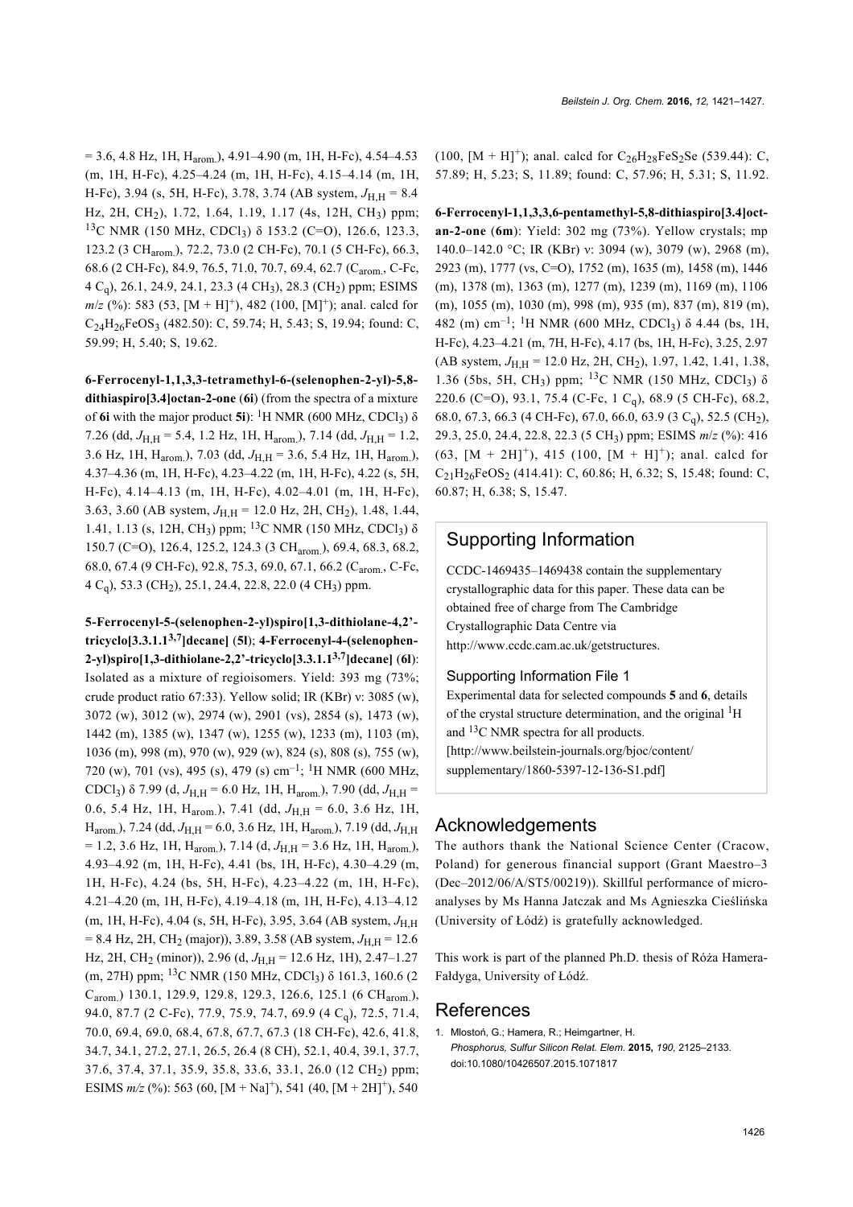= 3.6, 4.8 Hz, 1H, $H_{arom.}$), 4.91–4.90 (m, 1H, H-Fc), 4.54–4.53 (m, 1H, H-Fc), 4.25–4.24 (m, 1H, H-Fc), 4.15–4.14 (m, 1H, H-Fc), 3.94 (s, 5H, H-Fc), 3.78, 3.74 (AB system, $J_{H,H}$ = 8.4 Hz, 2H, $CH_2$), 1.72, 1.64, 1.19, 1.17 (4s, 12H, $CH_3$) ppm; $^{13}$C NMR (150 MHz, $CDCl_3$) δ 153.2 (C=O), 126.6, 123.3, 123.2 (3 $CH_{arom.}$), 72.2, 73.0 (2 CH-Fc), 70.1 (5 CH-Fc), 66.3, 68.6 (2 CH-Fc), 84.9, 76.5, 71.0, 70.7, 69.4, 62.7 ($C_{arom.}$, C-Fc, 4 $C_q$), 26.1, 24.9, 24.1, 23.3 (4 $CH_3$), 28.3 ($CH_2$) ppm; ESIMS *m/z* (%): 583 (53, $[M + H]^+$), 482 (100, $[M]^+$); anal. calcd for $C_{24}H_{26}FeOS_3$ (482.50): C, 59.74; H, 5.43; S, 19.94; found: C, 59.99; H, 5.40; S, 19.62.

**6-Ferrocenyl-1,1,3,3-tetramethyl-6-(selenophen-2-yl)-5,8-dithiaspiro[3.4]octan-2-one (6i)** (from the spectra of a mixture of **6i** with the major product **5i**): $^1$H NMR (600 MHz, $CDCl_3$) δ 7.26 (dd, $J_{H,H}$ = 5.4, 1.2 Hz, 1H, $H_{arom.}$), 7.14 (dd, $J_{H,H}$ = 1.2, 3.6 Hz, 1H, $H_{arom.}$), 7.03 (dd, $J_{H,H}$ = 3.6, 5.4 Hz, 1H, $H_{arom.}$), 4.37–4.36 (m, 1H, H-Fc), 4.23–4.22 (m, 1H, H-Fc), 4.22 (s, 5H, H-Fc), 4.14–4.13 (m, 1H, H-Fc), 4.02–4.01 (m, 1H, H-Fc), 3.63, 3.60 (AB system, $J_{H,H}$ = 12.0 Hz, 2H, $CH_2$), 1.48, 1.44, 1.41, 1.13 (s, 12H, $CH_3$) ppm; $^{13}$C NMR (150 MHz, $CDCl_3$) δ 150.7 (C=O), 126.4, 125.2, 124.3 (3 $CH_{arom.}$), 69.4, 68.3, 68.2, 68.0, 67.4 (9 CH-Fc), 92.8, 75.3, 69.0, 67.1, 66.2 ($C_{arom.}$, C-Fc, 4 $C_q$), 53.3 ($CH_2$), 25.1, 24.4, 22.8, 22.0 (4 $CH_3$) ppm.

**5-Ferrocenyl-5-(selenophen-2-yl)spiro[1,3-dithiolane-4,2'-tricyclo[3.3.1.1$^{3,7}$]decane] (5l)**; **4-Ferrocenyl-4-(selenophen-2-yl)spiro[1,3-dithiolane-2,2'-tricyclo[3.3.1.1$^{3,7}$]decane] (6l)**: Isolated as a mixture of regioisomers. Yield: 393 mg (73%; crude product ratio 67:33). Yellow solid; IR (KBr) ν: 3085 (w), 3072 (w), 3012 (w), 2974 (w), 2901 (vs), 2854 (s), 1473 (w), 1442 (m), 1385 (w), 1347 (w), 1255 (w), 1233 (m), 1103 (m), 1036 (m), 998 (m), 970 (w), 929 (w), 824 (s), 808 (s), 755 (w), 720 (w), 701 (vs), 495 (s), 479 (s) cm$^{-1}$; $^1$H NMR (600 MHz, $CDCl_3$) δ 7.99 (d, $J_{H,H}$ = 6.0 Hz, 1H, $H_{arom.}$), 7.90 (dd, $J_{H,H}$ = 0.6, 5.4 Hz, 1H, $H_{arom.}$), 7.41 (dd, $J_{H,H}$ = 6.0, 3.6 Hz, 1H, $H_{arom.}$), 7.24 (dd, $J_{H,H}$ = 6.0, 3.6 Hz, 1H, $H_{arom.}$), 7.19 (dd, $J_{H,H}$ = 1.2, 3.6 Hz, 1H, $H_{arom.}$), 7.14 (d, $J_{H,H}$ = 3.6 Hz, 1H, $H_{arom.}$), 4.93–4.92 (m, 1H, H-Fc), 4.41 (bs, 1H, H-Fc), 4.30–4.29 (m, 1H, H-Fc), 4.24 (bs, 5H, H-Fc), 4.23–4.22 (m, 1H, H-Fc), 4.21–4.20 (m, 1H, H-Fc), 4.19–4.18 (m, 1H, H-Fc), 4.13–4.12 (m, 1H, H-Fc), 4.04 (s, 5H, H-Fc), 3.95, 3.64 (AB system, $J_{H,H}$ = 8.4 Hz, 2H, $CH_2$ (major)), 3.89, 3.58 (AB system, $J_{H,H}$ = 12.6 Hz, 2H, $CH_2$ (minor)), 2.96 (d, $J_{H,H}$ = 12.6 Hz, 1H), 2.47–1.27 (m, 27H) ppm; $^{13}$C NMR (150 MHz, $CDCl_3$) δ 161.3, 160.6 (2 $C_{arom.}$) 130.1, 129.9, 129.8, 129.3, 126.6, 125.1 (6 $CH_{arom.}$), 94.0, 87.7 (2 C-Fc), 77.9, 75.9, 74.7, 69.9 (4 $C_q$), 72.5, 71.4, 70.0, 69.4, 69.0, 68.4, 67.8, 67.7, 67.3 (18 CH-Fc), 42.6, 41.8, 34.7, 34.1, 27.2, 27.1, 26.5, 26.4 (8 CH), 52.1, 40.4, 39.1, 37.7, 37.6, 37.4, 37.1, 35.9, 35.8, 33.6, 33.1, 26.0 (12 $CH_2$) ppm; ESIMS *m/z* (%): 563 (60, $[M + Na]^+$), 541 (40, $[M + 2H]^+$), 540 (100, $[M + H]^+$); anal. calcd for $C_{26}H_{28}FeS_2Se$ (539.44): C, 57.89; H, 5.23; S, 11.89; found: C, 57.96; H, 5.31; S, 11.92.

**6-Ferrocenyl-1,1,3,3,6-pentamethyl-5,8-dithiaspiro[3.4]octan-2-one (6m)**: Yield: 302 mg (73%). Yellow crystals; mp 140.0–142.0 °C; IR (KBr) ν: 3094 (w), 3079 (w), 2968 (m), 2923 (m), 1777 (vs, C=O), 1752 (m), 1635 (m), 1458 (m), 1446 (m), 1378 (m), 1363 (m), 1277 (m), 1239 (m), 1169 (m), 1106 (m), 1055 (m), 1030 (m), 998 (m), 935 (m), 837 (m), 819 (m), 482 (m) cm$^{-1}$; $^1$H NMR (600 MHz, $CDCl_3$) δ 4.44 (bs, 1H, H-Fc), 4.23–4.21 (m, 7H, H-Fc), 4.17 (bs, 1H, H-Fc), 3.25, 2.97 (AB system, $J_{H,H}$ = 12.0 Hz, 2H, $CH_2$), 1.97, 1.42, 1.41, 1.38, 1.36 (5bs, 5H, $CH_3$) ppm; $^{13}$C NMR (150 MHz, $CDCl_3$) δ 220.6 (C=O), 93.1, 75.4 (C-Fc, 1 $C_q$), 68.9 (5 CH-Fc), 68.2, 68.0, 67.3, 66.3 (4 CH-Fc), 67.0, 66.0, 63.9 (3 $C_q$), 52.5 ($CH_2$), 29.3, 25.0, 24.4, 22.8, 22.3 (5 $CH_3$) ppm; ESIMS *m/z* (%): 416 (63, $[M + 2H]^+$), 415 (100, $[M + H]^+$); anal. calcd for $C_{21}H_{26}FeOS_2$ (414.41): C, 60.86; H, 6.32; S, 15.48; found: C, 60.87; H, 6.38; S, 15.47.

## Supporting Information

CCDC-1469435–1469438 contain the supplementary crystallographic data for this paper. These data can be obtained free of charge from The Cambridge Crystallographic Data Centre via http://www.ccdc.cam.ac.uk/getstructures.

### Supporting Information File 1

Experimental data for selected compounds **5** and **6**, details of the crystal structure determination, and the original $^1$H and $^{13}$C NMR spectra for all products.
[http://www.beilstein-journals.org/bjoc/content/supplementary/1860-5397-12-136-S1.pdf]

## Acknowledgements

The authors thank the National Science Center (Cracow, Poland) for generous financial support (Grant Maestro–3 (Dec–2012/06/A/ST5/00219)). Skillful performance of microanalyses by Ms Hanna Jatczak and Ms Agnieszka Cieślińska (University of Łódź) is gratefully acknowledged.

This work is part of the planned Ph.D. thesis of Róża Hamera-Fałdyga, University of Łódź.

## References

1. Mlostoń, G.; Hamera, R.; Heimgartner, H. *Phosphorus, Sulfur Silicon Relat. Elem.* **2015,** *190,* 2125–2133. doi:10.1080/10426507.2015.1071817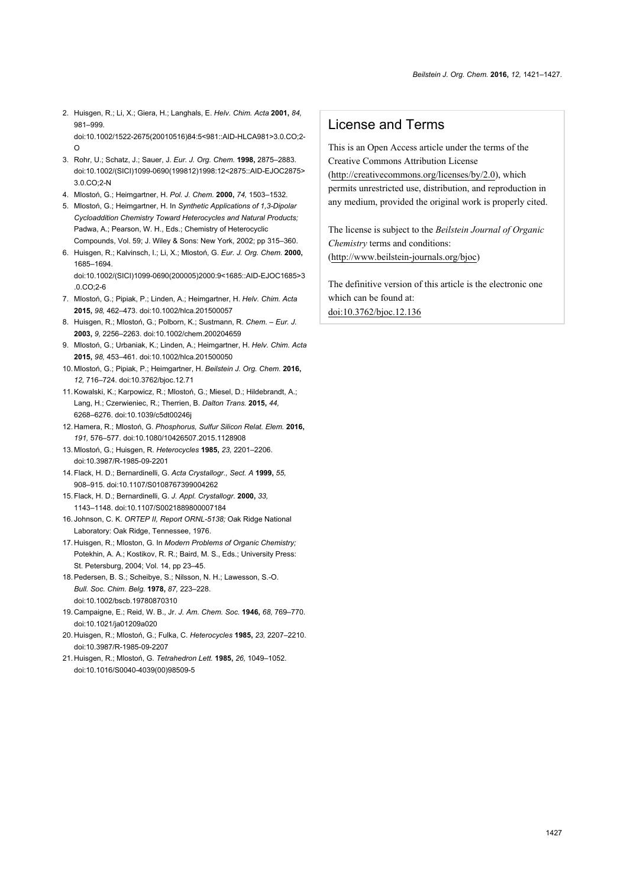2. Huisgen, R.; Li, X.; Giera, H.; Langhals, E. *Helv. Chim. Acta* **2001,** *84,* 981–999. doi:10.1002/1522-2675(20010516)84:5<981::AID-HLCA981>3.0.CO;2-O
3. Rohr, U.; Schatz, J.; Sauer, J. *Eur. J. Org. Chem.* **1998,** 2875–2883. doi:10.1002/(SICI)1099-0690(199812)1998:12<2875::AID-EJOC2875>3.0.CO;2-N
4. Mlostoń, G.; Heimgartner, H. *Pol. J. Chem.* **2000,** *74,* 1503–1532.
5. Mlostoń, G.; Heimgartner, H. In *Synthetic Applications of 1,3-Dipolar Cycloaddition Chemistry Toward Heterocycles and Natural Products;* Padwa, A.; Pearson, W. H., Eds.; Chemistry of Heterocyclic Compounds, Vol. 59; J. Wiley & Sons: New York, 2002; pp 315–360.
6. Huisgen, R.; Kalvinsch, I.; Li, X.; Mlostoń, G. *Eur. J. Org. Chem.* **2000,** 1685–1694. doi:10.1002/(SICI)1099-0690(200005)2000:9<1685::AID-EJOC1685>3.0.CO;2-6
7. Mlostoń, G.; Pipiak, P.; Linden, A.; Heimgartner, H. *Helv. Chim. Acta* **2015,** *98,* 462–473. doi:10.1002/hlca.201500057
8. Huisgen, R.; Mlostoń, G.; Polborn, K.; Sustmann, R. *Chem. – Eur. J.* **2003,** *9,* 2256–2263. doi:10.1002/chem.200204659
9. Mlostoń, G.; Urbaniak, K.; Linden, A.; Heimgartner, H. *Helv. Chim. Acta* **2015,** *98,* 453–461. doi:10.1002/hlca.201500050
10. Mlostoń, G.; Pipiak, P.; Heimgartner, H. *Beilstein J. Org. Chem.* **2016,** *12,* 716–724. doi:10.3762/bjoc.12.71
11. Kowalski, K.; Karpowicz, R.; Mlostoń, G.; Miesel, D.; Hildebrandt, A.; Lang, H.; Czerwieniec, R.; Therrien, B. *Dalton Trans.* **2015,** *44,* 6268–6276. doi:10.1039/c5dt00246j
12. Hamera, R.; Mlostoń, G. *Phosphorus, Sulfur Silicon Relat. Elem.* **2016,** *191,* 576–577. doi:10.1080/10426507.2015.1128908
13. Mlostoń, G.; Huisgen, R. *Heterocycles* **1985,** *23,* 2201–2206. doi:10.3987/R-1985-09-2201
14. Flack, H. D.; Bernardinelli, G. *Acta Crystallogr., Sect. A* **1999,** *55,* 908–915. doi:10.1107/S0108767399004262
15. Flack, H. D.; Bernardinelli, G. *J. Appl. Crystallogr.* **2000,** *33,* 1143–1148. doi:10.1107/S0021889800007184
16. Johnson, C. K. *ORTEP II, Report ORNL-5138;* Oak Ridge National Laboratory: Oak Ridge, Tennessee, 1976.
17. Huisgen, R.; Mloston, G. In *Modern Problems of Organic Chemistry;* Potekhin, A. A.; Kostikov, R. R.; Baird, M. S., Eds.; University Press: St. Petersburg, 2004; Vol. 14, pp 23–45.
18. Pedersen, B. S.; Scheibye, S.; Nilsson, N. H.; Lawesson, S.-O. *Bull. Soc. Chim. Belg.* **1978,** *87,* 223–228. doi:10.1002/bscb.19780870310
19. Campaigne, E.; Reid, W. B., Jr. *J. Am. Chem. Soc.* **1946,** *68,* 769–770. doi:10.1021/ja01209a020
20. Huisgen, R.; Mlostoń, G.; Fulka, C. *Heterocycles* **1985,** *23,* 2207–2210. doi:10.3987/R-1985-09-2207
21. Huisgen, R.; Mlostoń, G. *Tetrahedron Lett.* **1985,** *26,* 1049–1052. doi:10.1016/S0040-4039(00)98509-5

## License and Terms

This is an Open Access article under the terms of the Creative Commons Attribution License (http://creativecommons.org/licenses/by/2.0), which permits unrestricted use, distribution, and reproduction in any medium, provided the original work is properly cited.

The license is subject to the *Beilstein Journal of Organic Chemistry* terms and conditions: (http://www.beilstein-journals.org/bjoc)

The definitive version of this article is the electronic one which can be found at:
doi:10.3762/bjoc.12.136